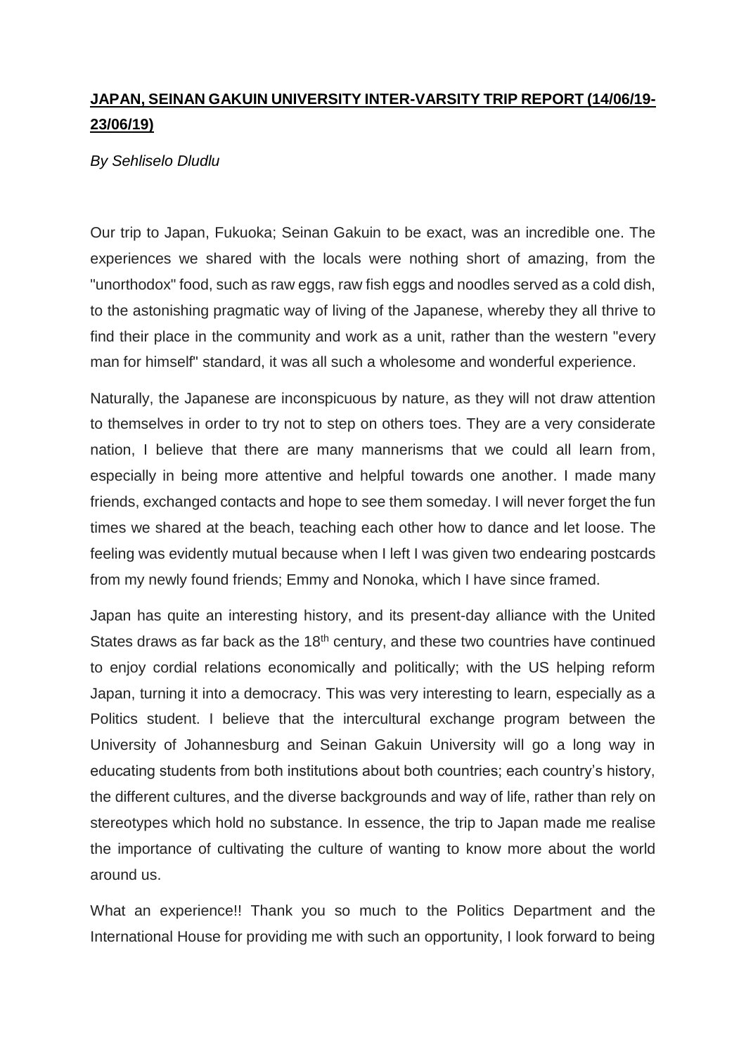# **JAPAN, SEINAN GAKUIN UNIVERSITY INTER-VARSITY TRIP REPORT (14/06/19-23/06/19)**

*By Sehliselo Dludlu*

Our trip to Japan, Fukuoka; Seinan Gakuin to be exact, was an incredible one. The experiences we shared with the locals were nothing short of amazing, from the "unorthodox" food, such as raw eggs, raw fish eggs and noodles served as a cold dish, to the astonishing pragmatic way of living of the Japanese, whereby they all thrive to find their place in the community and work as a unit, rather than the western "every man for himself" standard, it was all such a wholesome and wonderful experience.

Naturally, the Japanese are inconspicuous by nature, as they will not draw attention to themselves in order to try not to step on others toes. They are a very considerate nation, I believe that there are many mannerisms that we could all learn from, especially in being more attentive and helpful towards one another. I made many friends, exchanged contacts and hope to see them someday. I will never forget the fun times we shared at the beach, teaching each other how to dance and let loose. The feeling was evidently mutual because when I left I was given two endearing postcards from my newly found friends; Emmy and Nonoka, which I have since framed.

Japan has quite an interesting history, and its present-day alliance with the United States draws as far back as the 18th century, and these two countries have continued to enjoy cordial relations economically and politically; with the US helping reform Japan, turning it into a democracy. This was very interesting to learn, especially as a Politics student. I believe that the intercultural exchange program between the University of Johannesburg and Seinan Gakuin University will go a long way in educating students from both institutions about both countries; each country's history, the different cultures, and the diverse backgrounds and way of life, rather than rely on stereotypes which hold no substance. In essence, the trip to Japan made me realise the importance of cultivating the culture of wanting to know more about the world around us.

What an experience!! Thank you so much to the Politics Department and the International House for providing me with such an opportunity, I look forward to being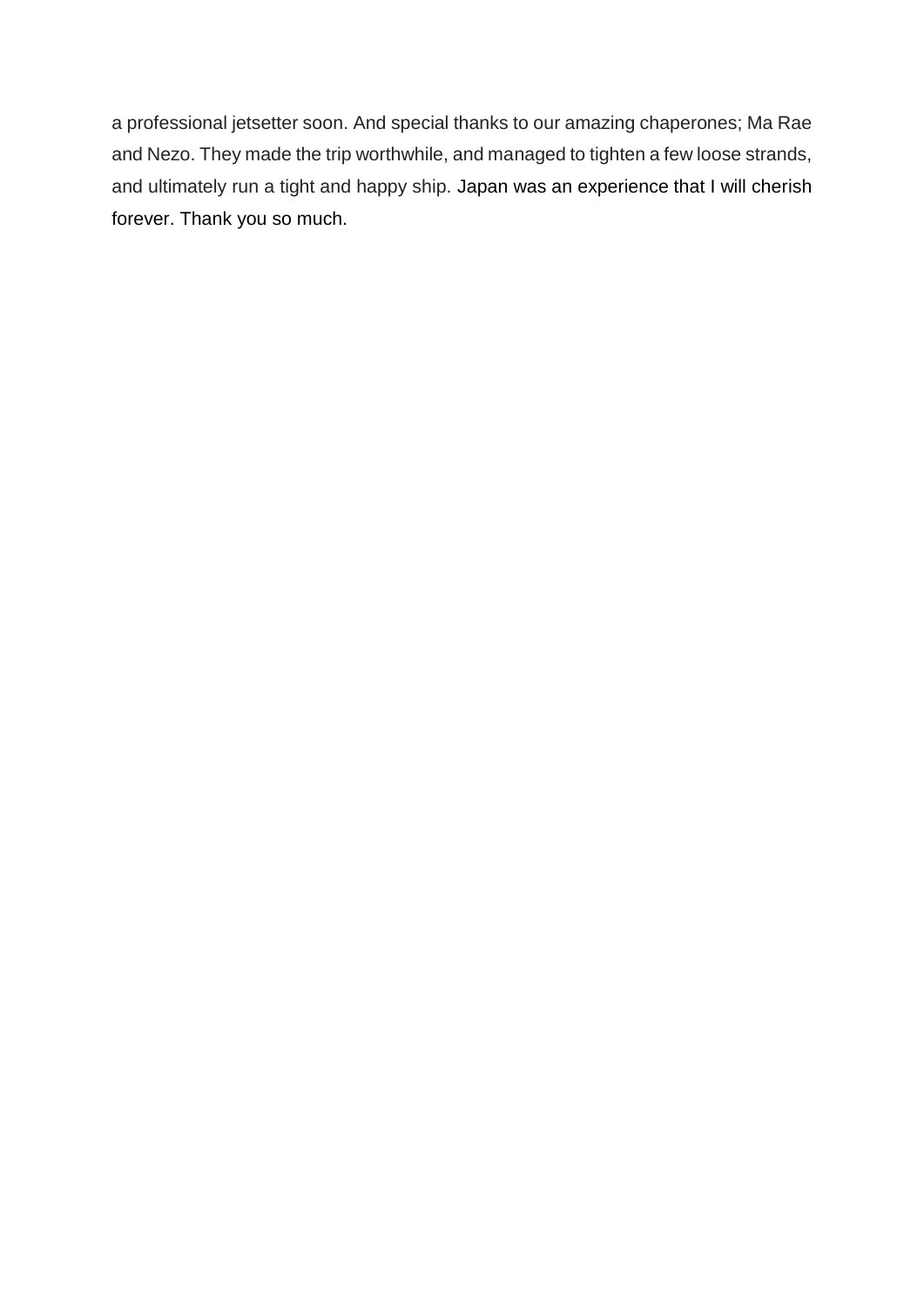a professional jetsetter soon. And special thanks to our amazing chaperones; Ma Rae and Nezo. They made the trip worthwhile, and managed to tighten a few loose strands, and ultimately run a tight and happy ship. Japan was an experience that I will cherish forever. Thank you so much.